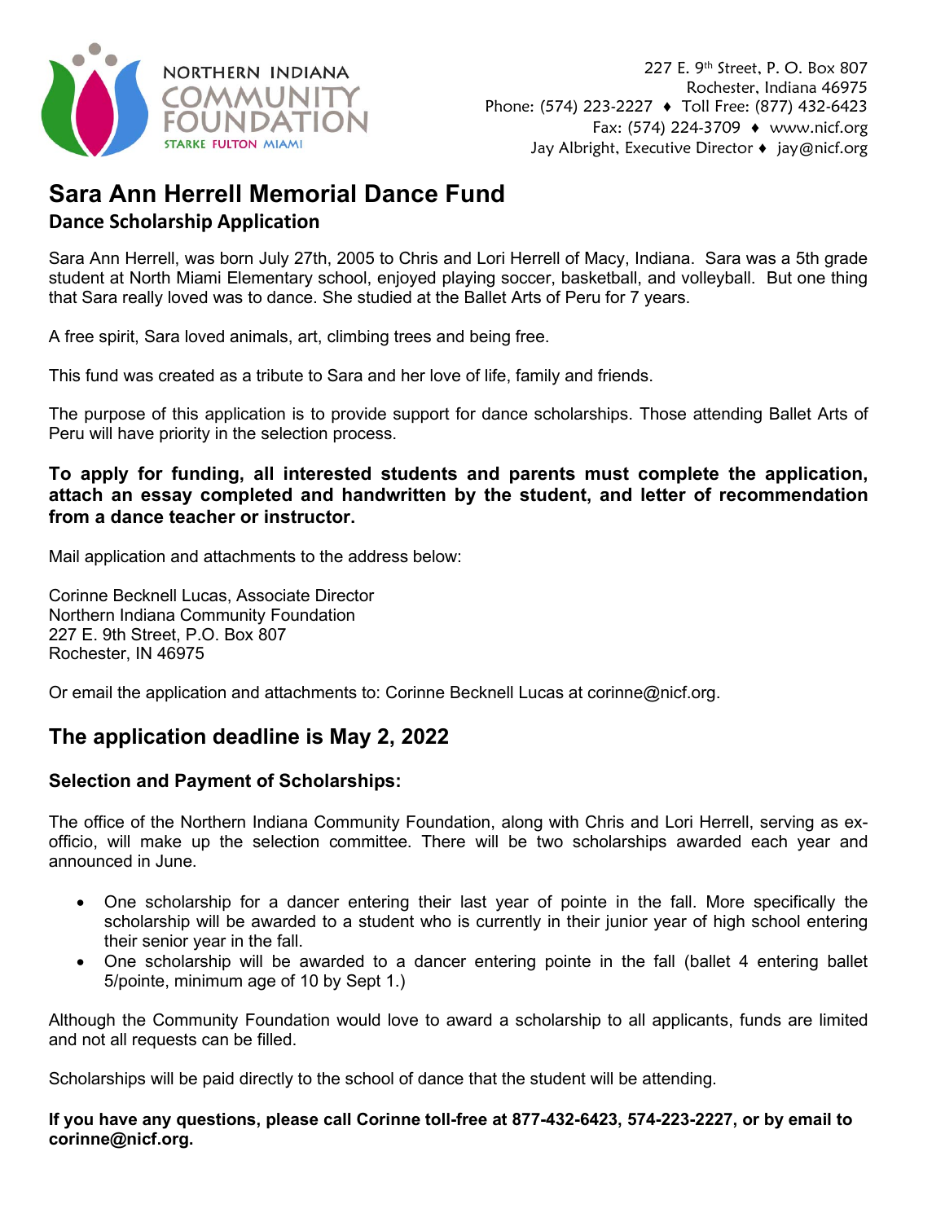NORTHERN INDIANA
COMMUNITY
FOUNDATION
STARKE FULTON MIAMI

227 E. 9th Street, P. O. Box 807
Rochester, Indiana 46975
Phone: (574) 223-2227 ♦ Toll Free: (877) 432-6423
Fax: (574) 224-3709 ♦ www.nicf.org
Jay Albright, Executive Director ♦ jay@nicf.org

# Sara Ann Herrell Memorial Dance Fund

## Dance Scholarship Application

Sara Ann Herrell, was born July 27th, 2005 to Chris and Lori Herrell of Macy, Indiana. Sara was a 5th grade student at North Miami Elementary school, enjoyed playing soccer, basketball, and volleyball. But one thing that Sara really loved was to dance. She studied at the Ballet Arts of Peru for 7 years.

A free spirit, Sara loved animals, art, climbing trees and being free.

This fund was created as a tribute to Sara and her love of life, family and friends.

The purpose of this application is to provide support for dance scholarships. Those attending Ballet Arts of Peru will have priority in the selection process.

**To apply for funding, all interested students and parents must complete the application, attach an essay completed and handwritten by the student, and letter of recommendation from a dance teacher or instructor.**

Mail application and attachments to the address below:

Corinne Becknell Lucas, Associate Director
Northern Indiana Community Foundation
227 E. 9th Street, P.O. Box 807
Rochester, IN 46975

Or email the application and attachments to: Corinne Becknell Lucas at corinne@nicf.org.

## The application deadline is May 2, 2022

### Selection and Payment of Scholarships:

The office of the Northern Indiana Community Foundation, along with Chris and Lori Herrell, serving as ex-officio, will make up the selection committee. There will be two scholarships awarded each year and announced in June.

- One scholarship for a dancer entering their last year of pointe in the fall. More specifically the scholarship will be awarded to a student who is currently in their junior year of high school entering their senior year in the fall.
- One scholarship will be awarded to a dancer entering pointe in the fall (ballet 4 entering ballet 5/pointe, minimum age of 10 by Sept 1.)

Although the Community Foundation would love to award a scholarship to all applicants, funds are limited and not all requests can be filled.

Scholarships will be paid directly to the school of dance that the student will be attending.

**If you have any questions, please call Corinne toll-free at 877-432-6423, 574-223-2227, or by email to corinne@nicf.org.**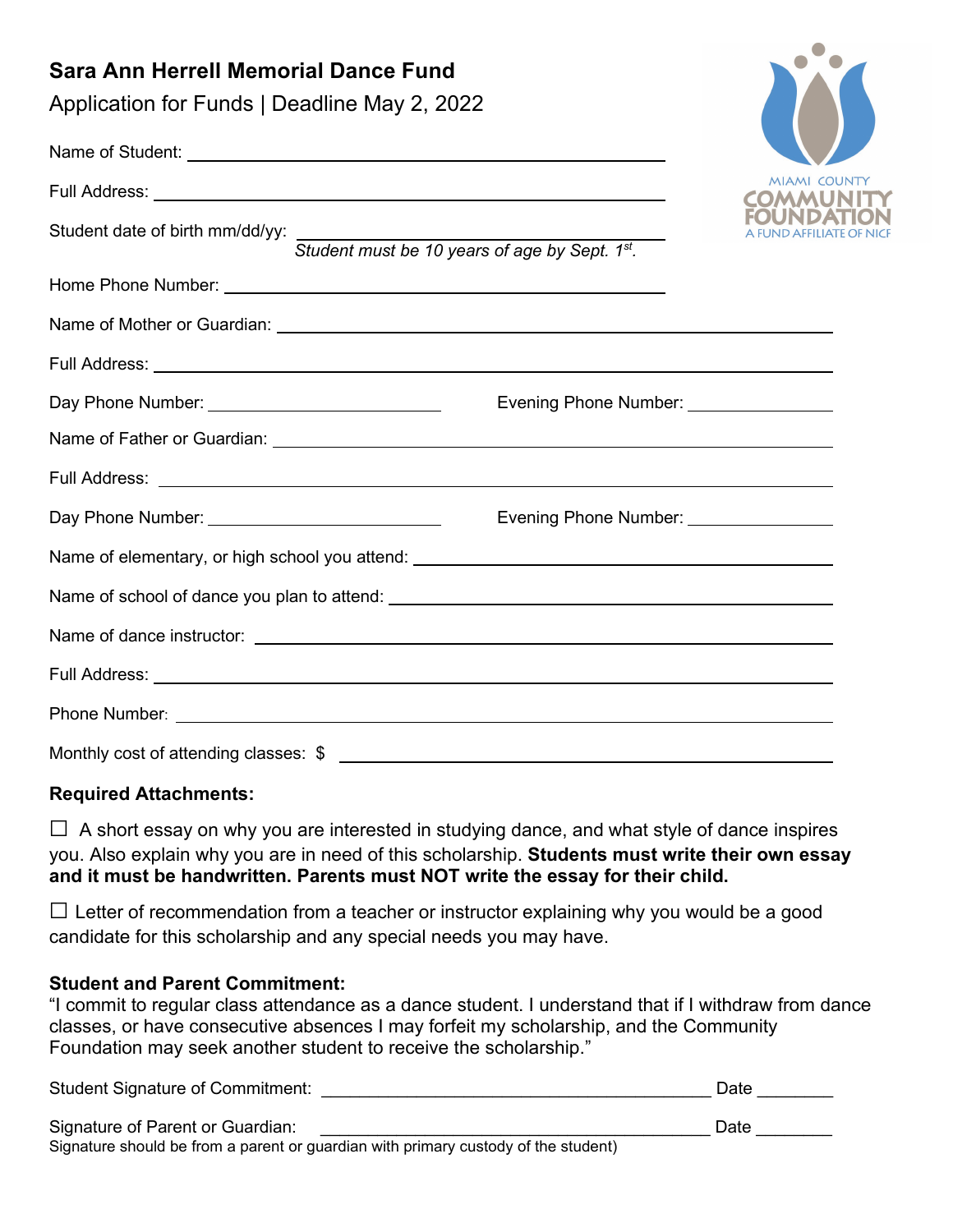# Sara Ann Herrell Memorial Dance Fund

Application for Funds | Deadline May 2, 2022

MIAMI COUNTY
COMMUNITY
FOUNDATION
A FUND AFFILIATE OF NICF

Name of Student: ______________________________

Full Address: ______________________________

Student date of birth mm/dd/yy: ______________________________
*Student must be 10 years of age by Sept. 1st.*

Home Phone Number: ______________________________

Name of Mother or Guardian: ______________________________

Full Address: ______________________________

Day Phone Number: ______________ Evening Phone Number: ______________

Name of Father or Guardian: ______________________________

Full Address: ______________________________

Day Phone Number: ______________ Evening Phone Number: ______________

Name of elementary, or high school you attend: ______________________________

Name of school of dance you plan to attend: ______________________________

Name of dance instructor: ______________________________

Full Address: ______________________________

Phone Number: ______________________________

Monthly cost of attending classes: $ ______________________________

**Required Attachments:**

☐ A short essay on why you are interested in studying dance, and what style of dance inspires you. Also explain why you are in need of this scholarship. **Students must write their own essay and it must be handwritten. Parents must NOT write the essay for their child.**

☐ Letter of recommendation from a teacher or instructor explaining why you would be a good candidate for this scholarship and any special needs you may have.

**Student and Parent Commitment:**
"I commit to regular class attendance as a dance student. I understand that if I withdraw from dance classes, or have consecutive absences I may forfeit my scholarship, and the Community Foundation may seek another student to receive the scholarship."

Student Signature of Commitment: ______________________________ Date ________

Signature of Parent or Guardian: ______________________________ Date ________
Signature should be from a parent or guardian with primary custody of the student)